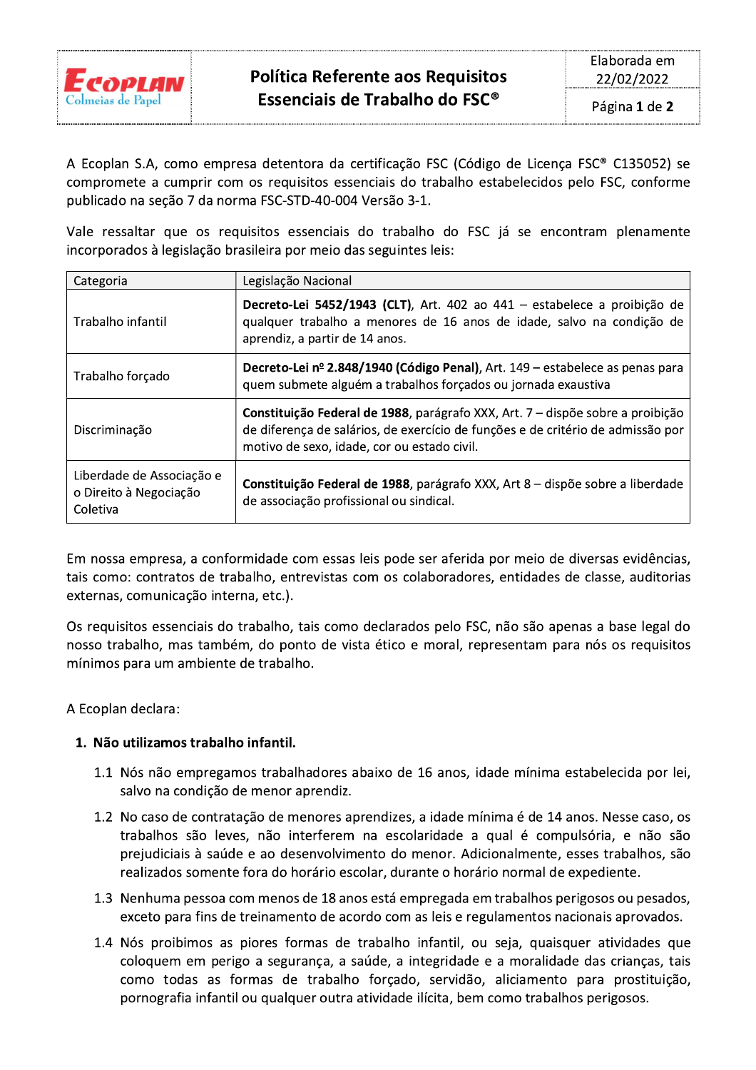# Política Referente aos Requisitos Essenciais de Trabalho do FSC®

Elaborada em 22/02/2022

A Ecoplan S.A, como empresa detentora da certificação FSC (Código de Licença FSC® C135052) se compromete a cumprir com os requisitos essenciais do trabalho estabelecidos pelo FSC, conforme publicado na seção 7 da norma FSC-STD-40-004 Versão 3-1.

Vale ressaltar que os requisitos essenciais do trabalho do FSC já se encontram plenamente incorporados à legislação brasileira por meio das seguintes leis:

| Categoria | Legislação Nacional |
|---|---|
| Trabalho infantil | **Decreto-Lei 5452/1943 (CLT)**, Art. 402 ao 441 – estabelece a proibição de qualquer trabalho a menores de 16 anos de idade, salvo na condição de aprendiz, a partir de 14 anos. |
| Trabalho forçado | **Decreto-Lei nº 2.848/1940 (Código Penal)**, Art. 149 – estabelece as penas para quem submete alguém a trabalhos forçados ou jornada exaustiva |
| Discriminação | **Constituição Federal de 1988**, parágrafo XXX, Art. 7 – dispõe sobre a proibição de diferença de salários, de exercício de funções e de critério de admissão por motivo de sexo, idade, cor ou estado civil. |
| Liberdade de Associação e o Direito à Negociação Coletiva | **Constituição Federal de 1988**, parágrafo XXX, Art 8 – dispõe sobre a liberdade de associação profissional ou sindical. |

Em nossa empresa, a conformidade com essas leis pode ser aferida por meio de diversas evidências, tais como: contratos de trabalho, entrevistas com os colaboradores, entidades de classe, auditorias externas, comunicação interna, etc.).

Os requisitos essenciais do trabalho, tais como declarados pelo FSC, não são apenas a base legal do nosso trabalho, mas também, do ponto de vista ético e moral, representam para nós os requisitos mínimos para um ambiente de trabalho.

A Ecoplan declara:

1. **Não utilizamos trabalho infantil.**

   1.1 Nós não empregamos trabalhadores abaixo de 16 anos, idade mínima estabelecida por lei, salvo na condição de menor aprendiz.

   1.2 No caso de contratação de menores aprendizes, a idade mínima é de 14 anos. Nesse caso, os trabalhos são leves, não interferem na escolaridade a qual é compulsória, e não são prejudiciais à saúde e ao desenvolvimento do menor. Adicionalmente, esses trabalhos, são realizados somente fora do horário escolar, durante o horário normal de expediente.

   1.3 Nenhuma pessoa com menos de 18 anos está empregada em trabalhos perigosos ou pesados, exceto para fins de treinamento de acordo com as leis e regulamentos nacionais aprovados.

   1.4 Nós proibimos as piores formas de trabalho infantil, ou seja, quaisquer atividades que coloquem em perigo a segurança, a saúde, a integridade e a moralidade das crianças, tais como todas as formas de trabalho forçado, servidão, aliciamento para prostituição, pornografia infantil ou qualquer outra atividade ilícita, bem como trabalhos perigosos.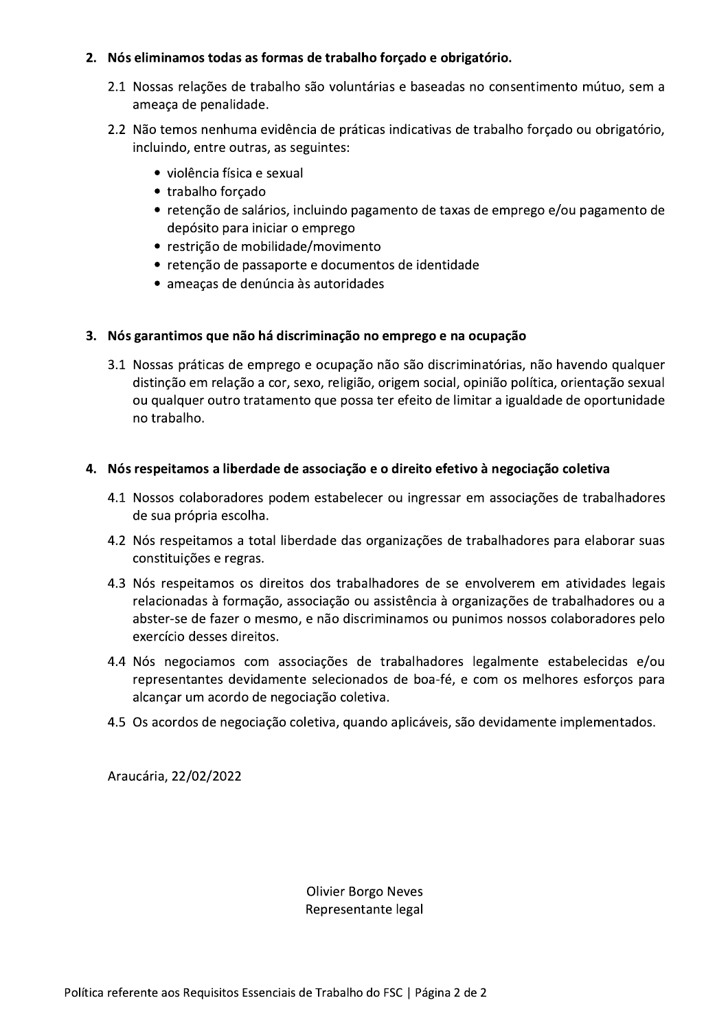2. **Nós eliminamos todas as formas de trabalho forçado e obrigatório.**

   2.1 Nossas relações de trabalho são voluntárias e baseadas no consentimento mútuo, sem a ameaça de penalidade.

   2.2 Não temos nenhuma evidência de práticas indicativas de trabalho forçado ou obrigatório, incluindo, entre outras, as seguintes:

   - violência física e sexual
   - trabalho forçado
   - retenção de salários, incluindo pagamento de taxas de emprego e/ou pagamento de depósito para iniciar o emprego
   - restrição de mobilidade/movimento
   - retenção de passaporte e documentos de identidade
   - ameaças de denúncia às autoridades

3. **Nós garantimos que não há discriminação no emprego e na ocupação**

   3.1 Nossas práticas de emprego e ocupação não são discriminatórias, não havendo qualquer distinção em relação a cor, sexo, religião, origem social, opinião política, orientação sexual ou qualquer outro tratamento que possa ter efeito de limitar a igualdade de oportunidade no trabalho.

4. **Nós respeitamos a liberdade de associação e o direito efetivo à negociação coletiva**

   4.1 Nossos colaboradores podem estabelecer ou ingressar em associações de trabalhadores de sua própria escolha.

   4.2 Nós respeitamos a total liberdade das organizações de trabalhadores para elaborar suas constituições e regras.

   4.3 Nós respeitamos os direitos dos trabalhadores de se envolverem em atividades legais relacionadas à formação, associação ou assistência à organizações de trabalhadores ou a abster-se de fazer o mesmo, e não discriminamos ou punimos nossos colaboradores pelo exercício desses direitos.

   4.4 Nós negociamos com associações de trabalhadores legalmente estabelecidas e/ou representantes devidamente selecionados de boa-fé, e com os melhores esforços para alcançar um acordo de negociação coletiva.

   4.5 Os acordos de negociação coletiva, quando aplicáveis, são devidamente implementados.

Araucária, 22/02/2022

Olivier Borgo Neves
Representante legal